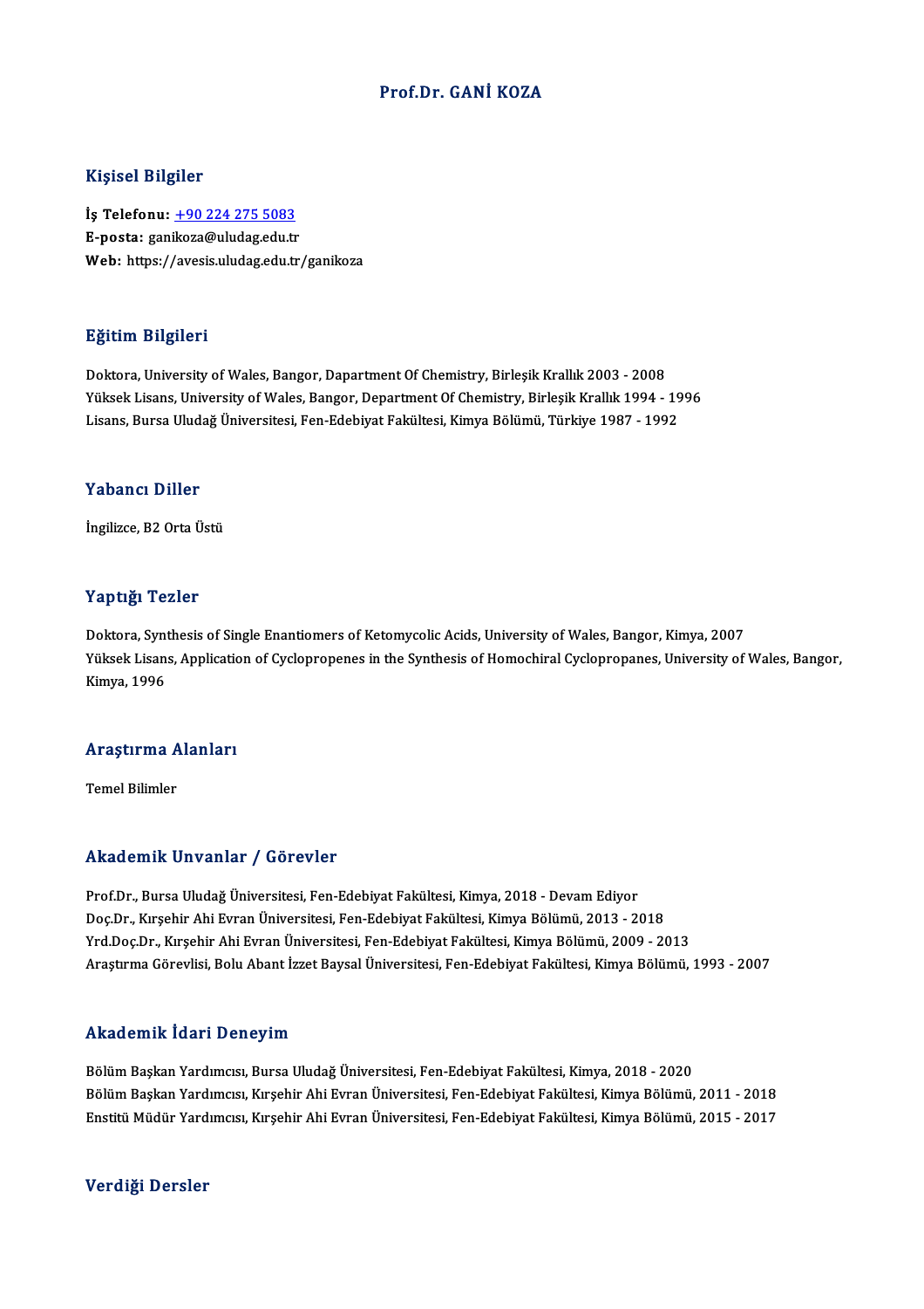# Prof.Dr. GANİ KOZA

## Kişisel Bilgiler

**İş Telefonu:** +90 224 275 5083
**E-posta:** ganikoza@uludag.edu.tr
**Web:** https://avesis.uludag.edu.tr/ganikoza

## Eğitim Bilgileri

Doktora, University of Wales, Bangor, Dapartment Of Chemistry, Birleşik Krallık 2003 - 2008
Yüksek Lisans, University of Wales, Bangor, Department Of Chemistry, Birleşik Krallık 1994 - 1996
Lisans, Bursa Uludağ Üniversitesi, Fen-Edebiyat Fakültesi, Kimya Bölümü, Türkiye 1987 - 1992

## Yabancı Diller

İngilizce, B2 Orta Üstü

## Yaptığı Tezler

Doktora, Synthesis of Single Enantiomers of Ketomycolic Acids, University of Wales, Bangor, Kimya, 2007
Yüksek Lisans, Application of Cyclopropenes in the Synthesis of Homochiral Cyclopropanes, University of Wales, Bangor, Kimya, 1996

## Araştırma Alanları

Temel Bilimler

## Akademik Unvanlar / Görevler

Prof.Dr., Bursa Uludağ Üniversitesi, Fen-Edebiyat Fakültesi, Kimya, 2018 - Devam Ediyor
Doç.Dr., Kırşehir Ahi Evran Üniversitesi, Fen-Edebiyat Fakültesi, Kimya Bölümü, 2013 - 2018
Yrd.Doç.Dr., Kırşehir Ahi Evran Üniversitesi, Fen-Edebiyat Fakültesi, Kimya Bölümü, 2009 - 2013
Araştırma Görevlisi, Bolu Abant İzzet Baysal Üniversitesi, Fen-Edebiyat Fakültesi, Kimya Bölümü, 1993 - 2007

## Akademik İdari Deneyim

Bölüm Başkan Yardımcısı, Bursa Uludağ Üniversitesi, Fen-Edebiyat Fakültesi, Kimya, 2018 - 2020
Bölüm Başkan Yardımcısı, Kırşehir Ahi Evran Üniversitesi, Fen-Edebiyat Fakültesi, Kimya Bölümü, 2011 - 2018
Enstitü Müdür Yardımcısı, Kırşehir Ahi Evran Üniversitesi, Fen-Edebiyat Fakültesi, Kimya Bölümü, 2015 - 2017

## Verdiği Dersler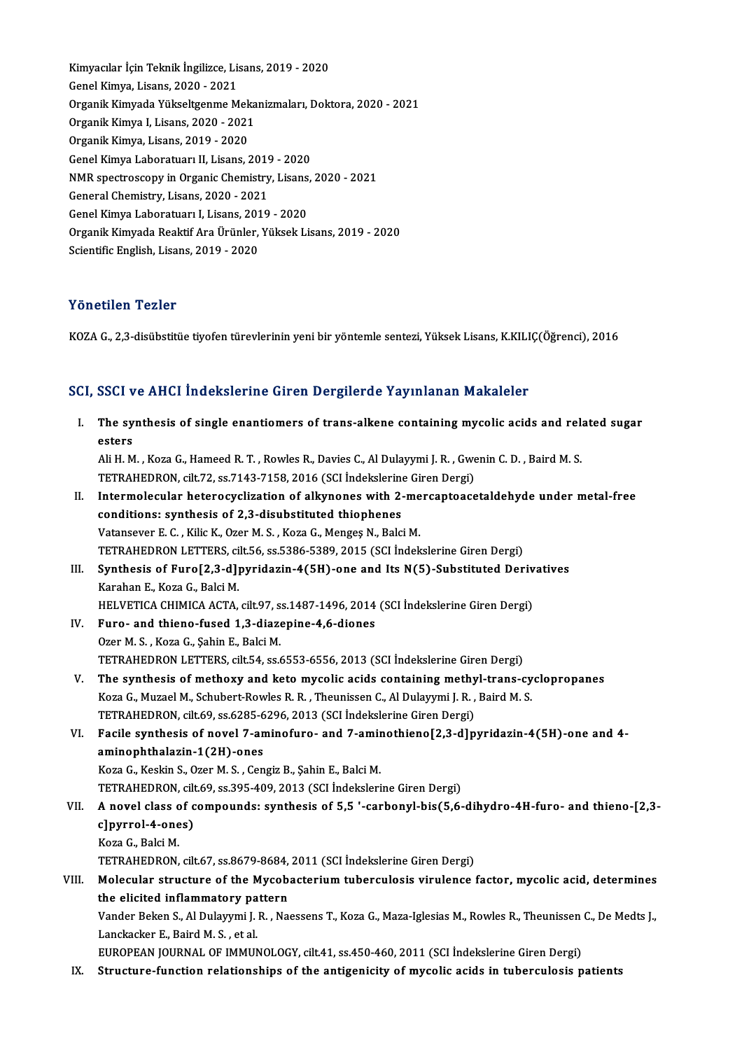Kimyacılar İçin Teknik İngilizce, Lisans, 2019 - 2020
Genel Kimya, Lisans, 2020 - 2021
Organik Kimyada Yükseltgenme Mekanizmaları, Doktora, 2020 - 2021
Organik Kimya I, Lisans, 2020 - 2021
Organik Kimya, Lisans, 2019 - 2020
Genel Kimya Laboratuarı II, Lisans, 2019 - 2020
NMR spectroscopy in Organic Chemistry, Lisans, 2020 - 2021
General Chemistry, Lisans, 2020 - 2021
Genel Kimya Laboratuarı I, Lisans, 2019 - 2020
Organik Kimyada Reaktif Ara Ürünler, Yüksek Lisans, 2019 - 2020
Scientific English, Lisans, 2019 - 2020

## Yönetilen Tezler

KOZA G., 2,3-disübstitüe tiyofen türevlerinin yeni bir yöntemle sentezi, Yüksek Lisans, K.KILIÇ(Öğrenci), 2016

## SCI, SSCI ve AHCI İndekslerine Giren Dergilerde Yayınlanan Makaleler

I. **The synthesis of single enantiomers of trans-alkene containing mycolic acids and related sugar esters**
Ali H. M. , Koza G., Hameed R. T. , Rowles R., Davies C., Al Dulayymi J. R. , Gwenin C. D. , Baird M. S.
TETRAHEDRON, cilt.72, ss.7143-7158, 2016 (SCI İndekslerine Giren Dergi)

II. **Intermolecular heterocyclization of alkynones with 2-mercaptoacetaldehyde under metal-free conditions: synthesis of 2,3-disubstituted thiophenes**
Vatansever E. C. , Kilic K., Ozer M. S. , Koza G., Mengeş N., Balci M.
TETRAHEDRON LETTERS, cilt.56, ss.5386-5389, 2015 (SCI İndekslerine Giren Dergi)

III. **Synthesis of Furo[2,3-d]pyridazin-4(5H)-one and Its N(5)-Substituted Derivatives**
Karahan E., Koza G., Balci M.
HELVETICA CHIMICA ACTA, cilt.97, ss.1487-1496, 2014 (SCI İndekslerine Giren Dergi)

IV. **Furo- and thieno-fused 1,3-diazepine-4,6-diones**
Ozer M. S. , Koza G., Şahin E., Balci M.
TETRAHEDRON LETTERS, cilt.54, ss.6553-6556, 2013 (SCI İndekslerine Giren Dergi)

V. **The synthesis of methoxy and keto mycolic acids containing methyl-trans-cyclopropanes**
Koza G., Muzael M., Schubert-Rowles R. R. , Theunissen C., Al Dulayymi J. R. , Baird M. S.
TETRAHEDRON, cilt.69, ss.6285-6296, 2013 (SCI İndekslerine Giren Dergi)

VI. **Facile synthesis of novel 7-aminofuro- and 7-aminothieno[2,3-d]pyridazin-4(5H)-one and 4-aminophthalazin-1(2H)-ones**
Koza G., Keskin S., Ozer M. S. , Cengiz B., Şahin E., Balci M.
TETRAHEDRON, cilt.69, ss.395-409, 2013 (SCI İndekslerine Giren Dergi)

VII. **A novel class of compounds: synthesis of 5,5 '-carbonyl-bis(5,6-dihydro-4H-furo- and thieno-[2,3-c]pyrrol-4-ones)**
Koza G., Balci M.
TETRAHEDRON, cilt.67, ss.8679-8684, 2011 (SCI İndekslerine Giren Dergi)

VIII. **Molecular structure of the Mycobacterium tuberculosis virulence factor, mycolic acid, determines the elicited inflammatory pattern**
Vander Beken S., Al Dulayymi J. R. , Naessens T., Koza G., Maza-Iglesias M., Rowles R., Theunissen C., De Medts J., Lanckacker E., Baird M. S. , et al.
EUROPEAN JOURNAL OF IMMUNOLOGY, cilt.41, ss.450-460, 2011 (SCI İndekslerine Giren Dergi)

IX. **Structure-function relationships of the antigenicity of mycolic acids in tuberculosis patients**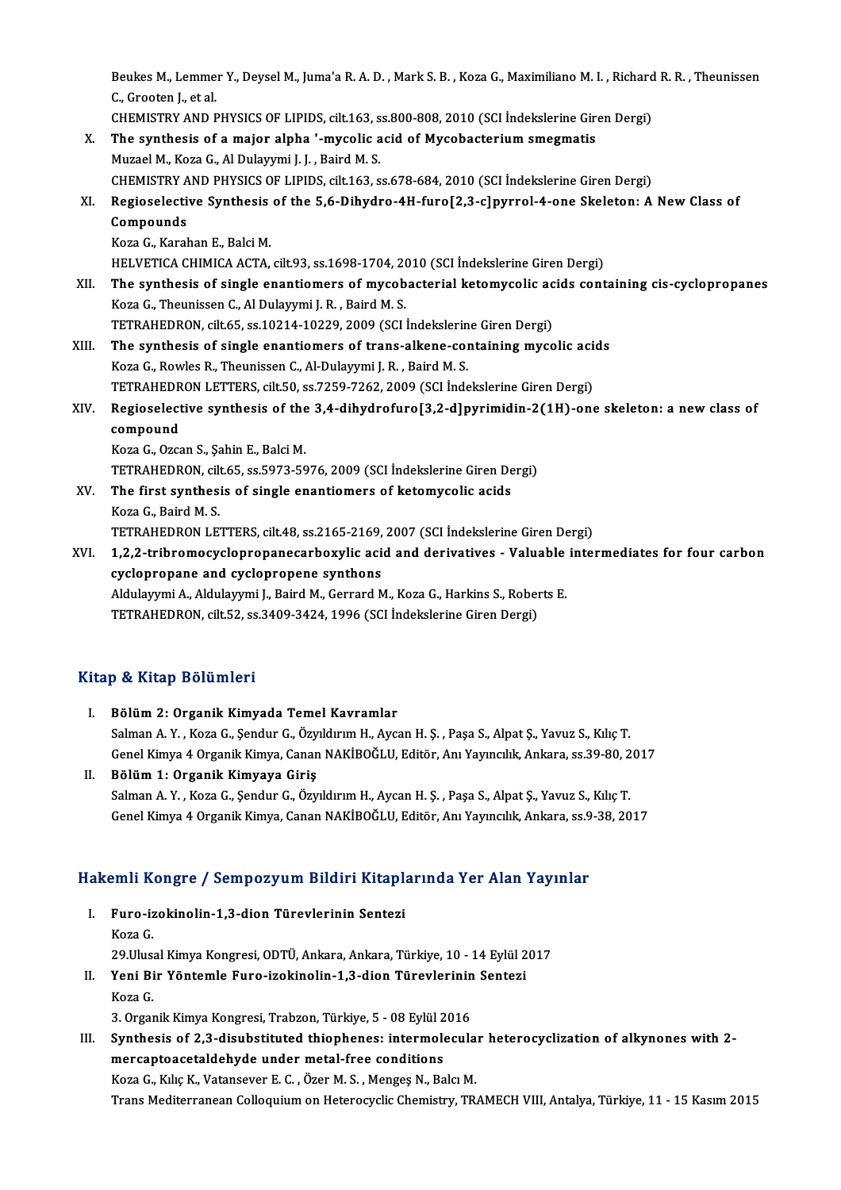Beukes M., Lemmer Y., Deysel M., Juma'a R. A. D. , Mark S. B. , Koza G., Maximiliano M. I. , Richard R. R. , Theunissen C., Grooten J., et al.
CHEMISTRY AND PHYSICS OF LIPIDS, cilt.163, ss.800-808, 2010 (SCI İndekslerine Giren Dergi)

X. **The synthesis of a major alpha '-mycolic acid of Mycobacterium smegmatis**
Muzael M., Koza G., Al Dulayymi J. J. , Baird M. S.
CHEMISTRY AND PHYSICS OF LIPIDS, cilt.163, ss.678-684, 2010 (SCI İndekslerine Giren Dergi)

XI. **Regioselective Synthesis of the 5,6-Dihydro-4H-furo[2,3-c]pyrrol-4-one Skeleton: A New Class of Compounds**
Koza G., Karahan E., Balci M.
HELVETICA CHIMICA ACTA, cilt.93, ss.1698-1704, 2010 (SCI İndekslerine Giren Dergi)

XII. **The synthesis of single enantiomers of mycobacterial ketomycolic acids containing cis-cyclopropanes**
Koza G., Theunissen C., Al Dulayymi J. R. , Baird M. S.
TETRAHEDRON, cilt.65, ss.10214-10229, 2009 (SCI İndekslerine Giren Dergi)

XIII. **The synthesis of single enantiomers of trans-alkene-containing mycolic acids**
Koza G., Rowles R., Theunissen C., Al-Dulayymi J. R. , Baird M. S.
TETRAHEDRON LETTERS, cilt.50, ss.7259-7262, 2009 (SCI İndekslerine Giren Dergi)

XIV. **Regioselective synthesis of the 3,4-dihydrofuro[3,2-d]pyrimidin-2(1H)-one skeleton: a new class of compound**
Koza G., Ozcan S., Şahin E., Balci M.
TETRAHEDRON, cilt.65, ss.5973-5976, 2009 (SCI İndekslerine Giren Dergi)

XV. **The first synthesis of single enantiomers of ketomycolic acids**
Koza G., Baird M. S.
TETRAHEDRON LETTERS, cilt.48, ss.2165-2169, 2007 (SCI İndekslerine Giren Dergi)

XVI. **1,2,2-tribromocyclopropanecarboxylic acid and derivatives - Valuable intermediates for four carbon cyclopropane and cyclopropene synthons**
Aldulayymi A., Aldulayymi J., Baird M., Gerrard M., Koza G., Harkins S., Roberts E.
TETRAHEDRON, cilt.52, ss.3409-3424, 1996 (SCI İndekslerine Giren Dergi)

## Kitap & Kitap Bölümleri

I. **Bölüm 2: Organik Kimyada Temel Kavramlar**
Salman A. Y. , Koza G., Şendur G., Özyıldırım H., Aycan H. Ş. , Paşa S., Alpat Ş., Yavuz S., Kılıç T.
Genel Kimya 4 Organik Kimya, Canan NAKİBOĞLU, Editör, Anı Yayıncılık, Ankara, ss.39-80, 2017

II. **Bölüm 1: Organik Kimyaya Giriş**
Salman A. Y. , Koza G., Şendur G., Özyıldırım H., Aycan H. Ş. , Paşa S., Alpat Ş., Yavuz S., Kılıç T.
Genel Kimya 4 Organik Kimya, Canan NAKİBOĞLU, Editör, Anı Yayıncılık, Ankara, ss.9-38, 2017

## Hakemli Kongre / Sempozyum Bildiri Kitaplarında Yer Alan Yayınlar

I. **Furo-izokinolin-1,3-dion Türevlerinin Sentezi**
Koza G.
29.Ulusal Kimya Kongresi, ODTÜ, Ankara, Ankara, Türkiye, 10 - 14 Eylül 2017

II. **Yeni Bir Yöntemle Furo-izokinolin-1,3-dion Türevlerinin Sentezi**
Koza G.
3. Organik Kimya Kongresi, Trabzon, Türkiye, 5 - 08 Eylül 2016

III. **Synthesis of 2,3-disubstituted thiophenes: intermolecular heterocyclization of alkynones with 2-mercaptoacetaldehyde under metal-free conditions**
Koza G., Kılıç K., Vatansever E. C. , Özer M. S. , Mengeş N., Balcı M.
Trans Mediterranean Colloquium on Heterocyclic Chemistry, TRAMECH VIII, Antalya, Türkiye, 11 - 15 Kasım 2015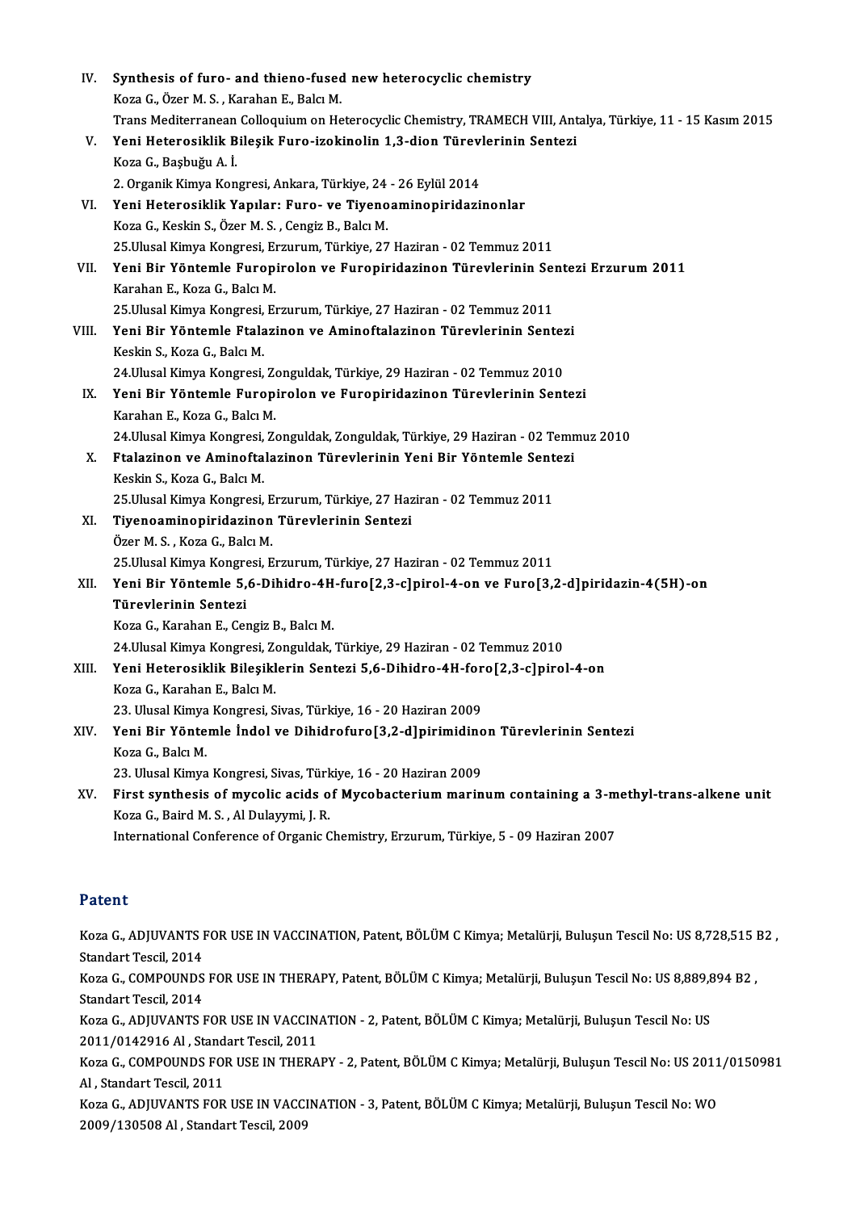IV. **Synthesis of furo- and thieno-fused new heterocyclic chemistry**
Koza G., Özer M. S. , Karahan E., Balcı M.
Trans Mediterranean Colloquium on Heterocyclic Chemistry, TRAMECH VIII, Antalya, Türkiye, 11 - 15 Kasım 2015

V. **Yeni Heterosiklik Bileşik Furo-izokinolin 1,3-dion Türevlerinin Sentezi**
Koza G., Başbuğu A. İ.
2. Organik Kimya Kongresi, Ankara, Türkiye, 24 - 26 Eylül 2014

VI. **Yeni Heterosiklik Yapılar: Furo- ve Tiyenoaminopiridazinonlar**
Koza G., Keskin S., Özer M. S. , Cengiz B., Balcı M.
25.Ulusal Kimya Kongresi, Erzurum, Türkiye, 27 Haziran - 02 Temmuz 2011

VII. **Yeni Bir Yöntemle Furopirolon ve Furopiridazinon Türevlerinin Sentezi Erzurum 2011**
Karahan E., Koza G., Balcı M.
25.Ulusal Kimya Kongresi, Erzurum, Türkiye, 27 Haziran - 02 Temmuz 2011

VIII. **Yeni Bir Yöntemle Ftalazinon ve Aminoftalazinon Türevlerinin Sentezi**
Keskin S., Koza G., Balcı M.
24.Ulusal Kimya Kongresi, Zonguldak, Türkiye, 29 Haziran - 02 Temmuz 2010

IX. **Yeni Bir Yöntemle Furopirolon ve Furopiridazinon Türevlerinin Sentezi**
Karahan E., Koza G., Balcı M.
24.Ulusal Kimya Kongresi, Zonguldak, Zonguldak, Türkiye, 29 Haziran - 02 Temmuz 2010

X. **Ftalazinon ve Aminoftalazinon Türevlerinin Yeni Bir Yöntemle Sentezi**
Keskin S., Koza G., Balcı M.
25.Ulusal Kimya Kongresi, Erzurum, Türkiye, 27 Haziran - 02 Temmuz 2011

XI. **Tiyenoaminopiridazinon Türevlerinin Sentezi**
Özer M. S. , Koza G., Balcı M.
25.Ulusal Kimya Kongresi, Erzurum, Türkiye, 27 Haziran - 02 Temmuz 2011

XII. **Yeni Bir Yöntemle 5,6-Dihidro-4H-furo[2,3-c]pirol-4-on ve Furo[3,2-d]piridazin-4(5H)-on Türevlerinin Sentezi**
Koza G., Karahan E., Cengiz B., Balcı M.
24.Ulusal Kimya Kongresi, Zonguldak, Türkiye, 29 Haziran - 02 Temmuz 2010

XIII. **Yeni Heterosiklik Bileşiklerin Sentezi 5,6-Dihidro-4H-foro[2,3-c]pirol-4-on**
Koza G., Karahan E., Balcı M.
23. Ulusal Kimya Kongresi, Sivas, Türkiye, 16 - 20 Haziran 2009

XIV. **Yeni Bir Yöntemle İndol ve Dihidrofuro[3,2-d]pirimidinon Türevlerinin Sentezi**
Koza G., Balcı M.
23. Ulusal Kimya Kongresi, Sivas, Türkiye, 16 - 20 Haziran 2009

XV. **First synthesis of mycolic acids of Mycobacterium marinum containing a 3-methyl-trans-alkene unit**
Koza G., Baird M. S. , Al Dulayymi, J. R.
International Conference of Organic Chemistry, Erzurum, Türkiye, 5 - 09 Haziran 2007

## Patent

Koza G., ADJUVANTS FOR USE IN VACCINATION, Patent, BÖLÜM C Kimya; Metalürji, Buluşun Tescil No: US 8,728,515 B2 , Standart Tescil, 2014

Koza G., COMPOUNDS FOR USE IN THERAPY, Patent, BÖLÜM C Kimya; Metalürji, Buluşun Tescil No: US 8,889,894 B2 , Standart Tescil, 2014

Koza G., ADJUVANTS FOR USE IN VACCINATION - 2, Patent, BÖLÜM C Kimya; Metalürji, Buluşun Tescil No: US 2011/0142916 Al , Standart Tescil, 2011

Koza G., COMPOUNDS FOR USE IN THERAPY - 2, Patent, BÖLÜM C Kimya; Metalürji, Buluşun Tescil No: US 2011/0150981 Al , Standart Tescil, 2011

Koza G., ADJUVANTS FOR USE IN VACCINATION - 3, Patent, BÖLÜM C Kimya; Metalürji, Buluşun Tescil No: WO 2009/130508 Al , Standart Tescil, 2009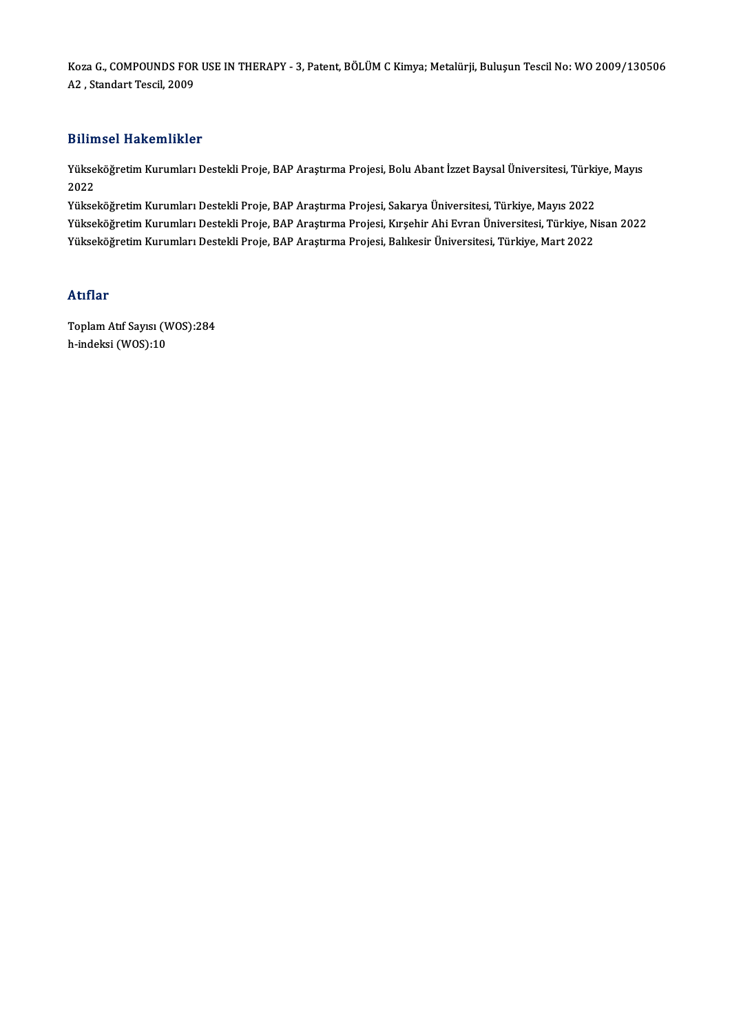Koza G., COMPOUNDS FOR USE IN THERAPY - 3, Patent, BÖLÜM C Kimya; Metalürji, Buluşun Tescil No: WO 2009/130506 A2 , Standart Tescil, 2009

## Bilimsel Hakemlikler

Yükseköğretim Kurumları Destekli Proje, BAP Araştırma Projesi, Bolu Abant İzzet Baysal Üniversitesi, Türkiye, Mayıs 2022

Yükseköğretim Kurumları Destekli Proje, BAP Araştırma Projesi, Sakarya Üniversitesi, Türkiye, Mayıs 2022

Yükseköğretim Kurumları Destekli Proje, BAP Araştırma Projesi, Kırşehir Ahi Evran Üniversitesi, Türkiye, Nisan 2022

Yükseköğretim Kurumları Destekli Proje, BAP Araştırma Projesi, Balıkesir Üniversitesi, Türkiye, Mart 2022

## Atıflar

Toplam Atıf Sayısı (WOS):284
h-indeksi (WOS):10